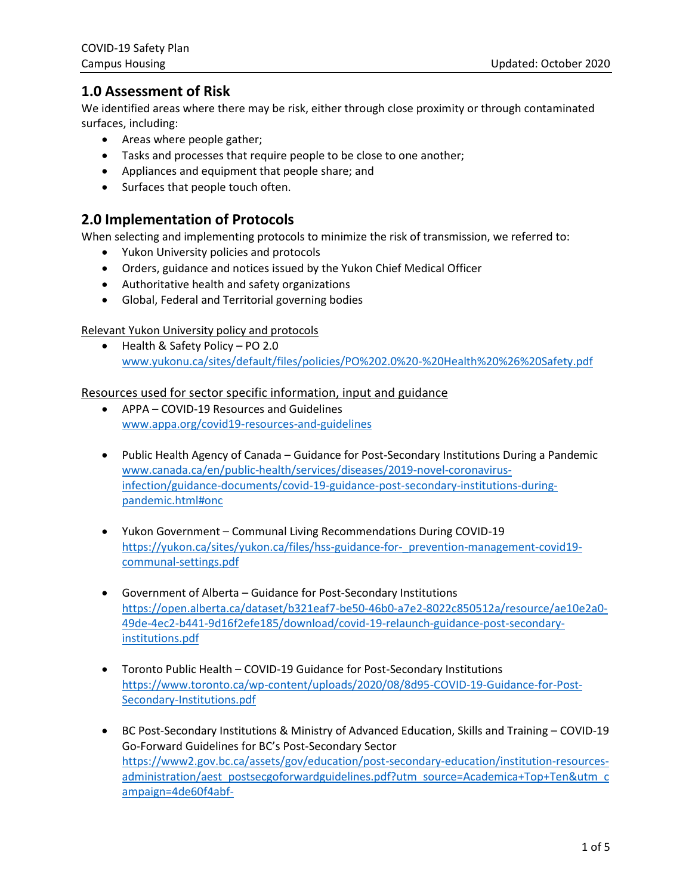## 1.0 Assessment of Risk

We identified areas where there may be risk, either through close proximity or through contaminated surfaces, including:

- Areas where people gather;
- Tasks and processes that require people to be close to one another;
- Appliances and equipment that people share; and
- Surfaces that people touch often.

## 2.0 Implementation of Protocols

When selecting and implementing protocols to minimize the risk of transmission, we referred to:

- Yukon University policies and protocols
- Orders, guidance and notices issued by the Yukon Chief Medical Officer
- Authoritative health and safety organizations
- Global, Federal and Territorial governing bodies

Relevant Yukon University policy and protocols

- Health & Safety Policy – PO 2.0
  www.yukonu.ca/sites/default/files/policies/PO%202.0%20-%20Health%20%26%20Safety.pdf

Resources used for sector specific information, input and guidance

- APPA – COVID-19 Resources and Guidelines
  www.appa.org/covid19-resources-and-guidelines

- Public Health Agency of Canada – Guidance for Post-Secondary Institutions During a Pandemic
  www.canada.ca/en/public-health/services/diseases/2019-novel-coronavirus-infection/guidance-documents/covid-19-guidance-post-secondary-institutions-during-pandemic.html#onc

- Yukon Government – Communal Living Recommendations During COVID-19
  https://yukon.ca/sites/yukon.ca/files/hss-guidance-for-_prevention-management-covid19-communal-settings.pdf

- Government of Alberta – Guidance for Post-Secondary Institutions
  https://open.alberta.ca/dataset/b321eaf7-be50-46b0-a7e2-8022c850512a/resource/ae10e2a0-49de-4ec2-b441-9d16f2efe185/download/covid-19-relaunch-guidance-post-secondary-institutions.pdf

- Toronto Public Health – COVID-19 Guidance for Post-Secondary Institutions
  https://www.toronto.ca/wp-content/uploads/2020/08/8d95-COVID-19-Guidance-for-Post-Secondary-Institutions.pdf

- BC Post-Secondary Institutions & Ministry of Advanced Education, Skills and Training – COVID-19 Go-Forward Guidelines for BC's Post-Secondary Sector
  https://www2.gov.bc.ca/assets/gov/education/post-secondary-education/institution-resources-administration/aest_postsecgoforwardguidelines.pdf?utm_source=Academica+Top+Ten&utm_campaign=4de60f4abf-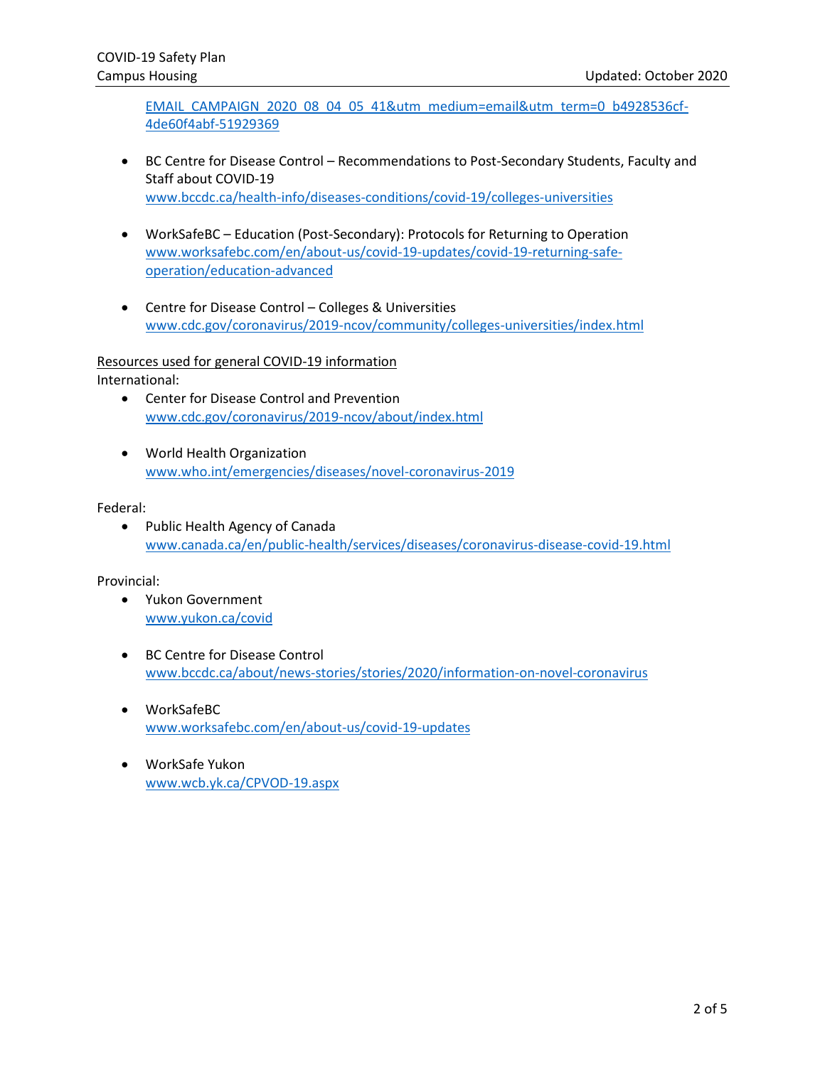EMAIL_CAMPAIGN_2020_08_04_05_41&utm_medium=email&utm_term=0_b4928536cf-4de60f4abf-51929369

- BC Centre for Disease Control – Recommendations to Post-Secondary Students, Faculty and Staff about COVID-19
  www.bccdc.ca/health-info/diseases-conditions/covid-19/colleges-universities

- WorkSafeBC – Education (Post-Secondary): Protocols for Returning to Operation
  www.worksafebc.com/en/about-us/covid-19-updates/covid-19-returning-safe-operation/education-advanced

- Centre for Disease Control – Colleges & Universities
  www.cdc.gov/coronavirus/2019-ncov/community/colleges-universities/index.html

<u>Resources used for general COVID-19 information</u>

International:

- Center for Disease Control and Prevention
  www.cdc.gov/coronavirus/2019-ncov/about/index.html

- World Health Organization
  www.who.int/emergencies/diseases/novel-coronavirus-2019

Federal:

- Public Health Agency of Canada
  www.canada.ca/en/public-health/services/diseases/coronavirus-disease-covid-19.html

Provincial:

- Yukon Government
  www.yukon.ca/covid

- BC Centre for Disease Control
  www.bccdc.ca/about/news-stories/stories/2020/information-on-novel-coronavirus

- WorkSafeBC
  www.worksafebc.com/en/about-us/covid-19-updates

- WorkSafe Yukon
  www.wcb.yk.ca/CPVOD-19.aspx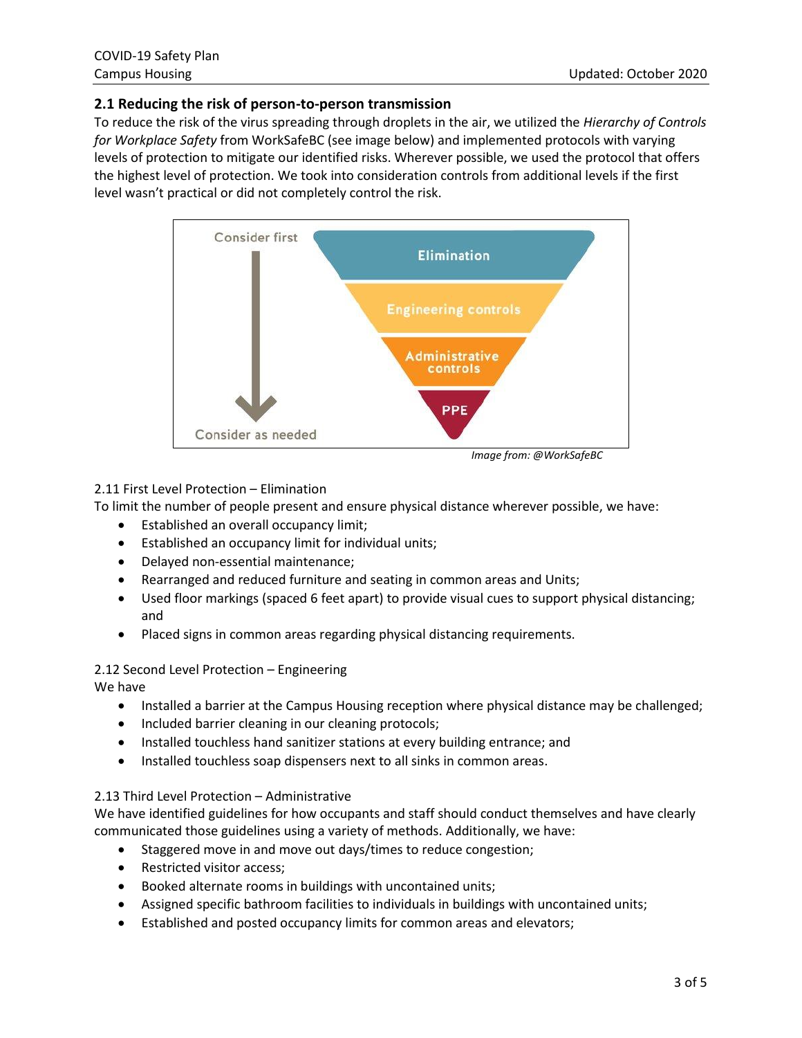## 2.1 Reducing the risk of person-to-person transmission

To reduce the risk of the virus spreading through droplets in the air, we utilized the *Hierarchy of Controls for Workplace Safety* from WorkSafeBC (see image below) and implemented protocols with varying levels of protection to mitigate our identified risks. Wherever possible, we used the protocol that offers the highest level of protection. We took into consideration controls from additional levels if the first level wasn't practical or did not completely control the risk.

*Image from: @WorkSafeBC*

### 2.11 First Level Protection – Elimination

To limit the number of people present and ensure physical distance wherever possible, we have:

- Established an overall occupancy limit;
- Established an occupancy limit for individual units;
- Delayed non-essential maintenance;
- Rearranged and reduced furniture and seating in common areas and Units;
- Used floor markings (spaced 6 feet apart) to provide visual cues to support physical distancing; and
- Placed signs in common areas regarding physical distancing requirements.

### 2.12 Second Level Protection – Engineering

We have

- Installed a barrier at the Campus Housing reception where physical distance may be challenged;
- Included barrier cleaning in our cleaning protocols;
- Installed touchless hand sanitizer stations at every building entrance; and
- Installed touchless soap dispensers next to all sinks in common areas.

### 2.13 Third Level Protection – Administrative

We have identified guidelines for how occupants and staff should conduct themselves and have clearly communicated those guidelines using a variety of methods. Additionally, we have:

- Staggered move in and move out days/times to reduce congestion;
- Restricted visitor access;
- Booked alternate rooms in buildings with uncontained units;
- Assigned specific bathroom facilities to individuals in buildings with uncontained units;
- Established and posted occupancy limits for common areas and elevators;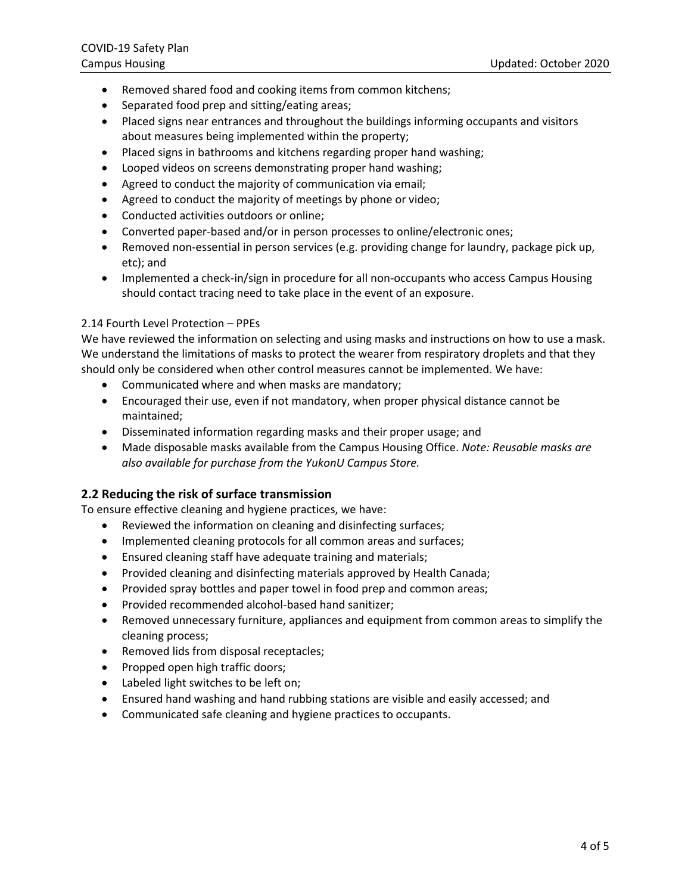- Removed shared food and cooking items from common kitchens;
- Separated food prep and sitting/eating areas;
- Placed signs near entrances and throughout the buildings informing occupants and visitors about measures being implemented within the property;
- Placed signs in bathrooms and kitchens regarding proper hand washing;
- Looped videos on screens demonstrating proper hand washing;
- Agreed to conduct the majority of communication via email;
- Agreed to conduct the majority of meetings by phone or video;
- Conducted activities outdoors or online;
- Converted paper-based and/or in person processes to online/electronic ones;
- Removed non-essential in person services (e.g. providing change for laundry, package pick up, etc); and
- Implemented a check-in/sign in procedure for all non-occupants who access Campus Housing should contact tracing need to take place in the event of an exposure.

2.14 Fourth Level Protection – PPEs

We have reviewed the information on selecting and using masks and instructions on how to use a mask. We understand the limitations of masks to protect the wearer from respiratory droplets and that they should only be considered when other control measures cannot be implemented. We have:

- Communicated where and when masks are mandatory;
- Encouraged their use, even if not mandatory, when proper physical distance cannot be maintained;
- Disseminated information regarding masks and their proper usage; and
- Made disposable masks available from the Campus Housing Office. *Note: Reusable masks are also available for purchase from the YukonU Campus Store.*

## 2.2 Reducing the risk of surface transmission

To ensure effective cleaning and hygiene practices, we have:

- Reviewed the information on cleaning and disinfecting surfaces;
- Implemented cleaning protocols for all common areas and surfaces;
- Ensured cleaning staff have adequate training and materials;
- Provided cleaning and disinfecting materials approved by Health Canada;
- Provided spray bottles and paper towel in food prep and common areas;
- Provided recommended alcohol-based hand sanitizer;
- Removed unnecessary furniture, appliances and equipment from common areas to simplify the cleaning process;
- Removed lids from disposal receptacles;
- Propped open high traffic doors;
- Labeled light switches to be left on;
- Ensured hand washing and hand rubbing stations are visible and easily accessed; and
- Communicated safe cleaning and hygiene practices to occupants.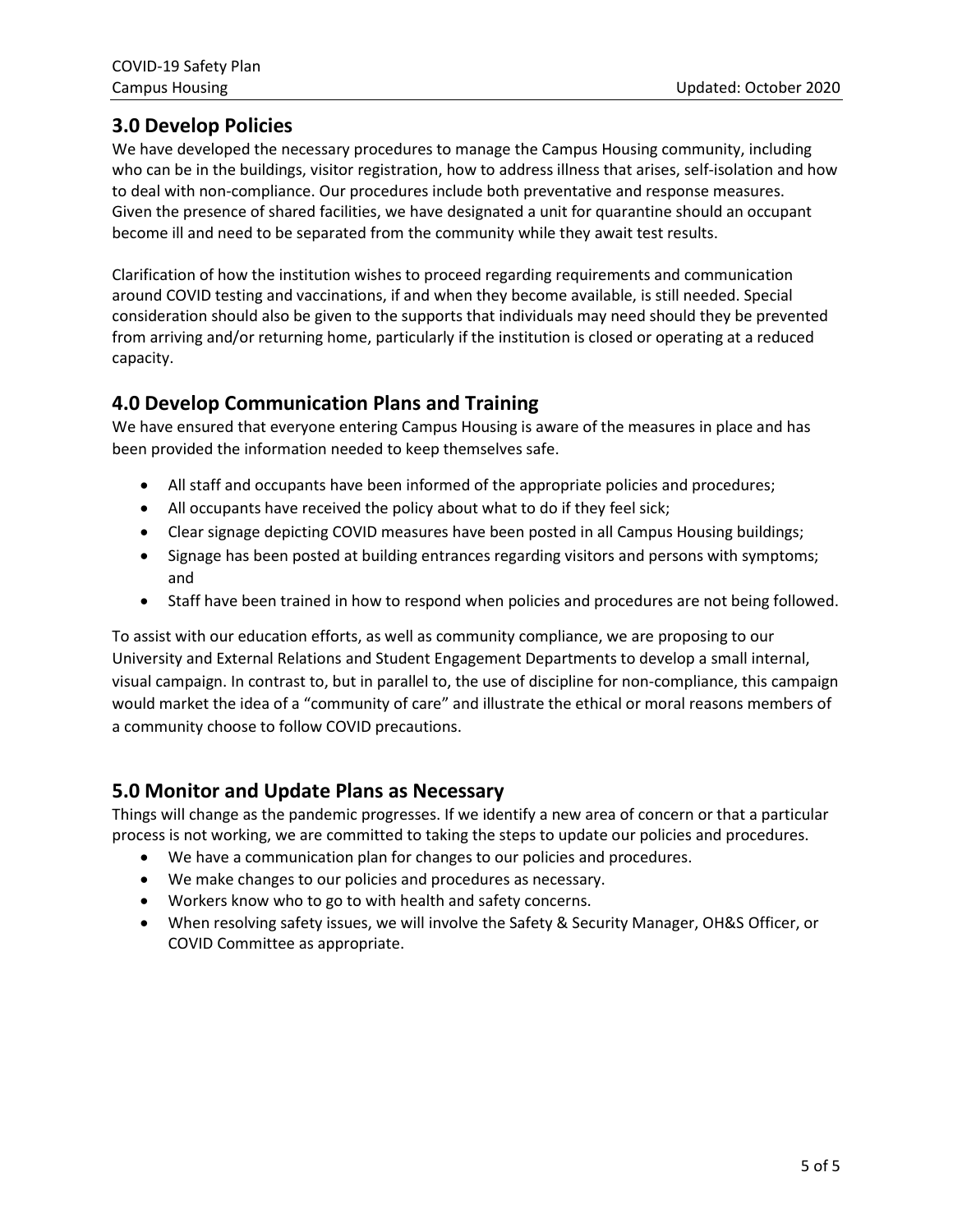## 3.0 Develop Policies

We have developed the necessary procedures to manage the Campus Housing community, including who can be in the buildings, visitor registration, how to address illness that arises, self-isolation and how to deal with non-compliance. Our procedures include both preventative and response measures. Given the presence of shared facilities, we have designated a unit for quarantine should an occupant become ill and need to be separated from the community while they await test results.

Clarification of how the institution wishes to proceed regarding requirements and communication around COVID testing and vaccinations, if and when they become available, is still needed. Special consideration should also be given to the supports that individuals may need should they be prevented from arriving and/or returning home, particularly if the institution is closed or operating at a reduced capacity.

## 4.0 Develop Communication Plans and Training

We have ensured that everyone entering Campus Housing is aware of the measures in place and has been provided the information needed to keep themselves safe.

- All staff and occupants have been informed of the appropriate policies and procedures;
- All occupants have received the policy about what to do if they feel sick;
- Clear signage depicting COVID measures have been posted in all Campus Housing buildings;
- Signage has been posted at building entrances regarding visitors and persons with symptoms; and
- Staff have been trained in how to respond when policies and procedures are not being followed.

To assist with our education efforts, as well as community compliance, we are proposing to our University and External Relations and Student Engagement Departments to develop a small internal, visual campaign. In contrast to, but in parallel to, the use of discipline for non-compliance, this campaign would market the idea of a "community of care" and illustrate the ethical or moral reasons members of a community choose to follow COVID precautions.

## 5.0 Monitor and Update Plans as Necessary

Things will change as the pandemic progresses. If we identify a new area of concern or that a particular process is not working, we are committed to taking the steps to update our policies and procedures.

- We have a communication plan for changes to our policies and procedures.
- We make changes to our policies and procedures as necessary.
- Workers know who to go to with health and safety concerns.
- When resolving safety issues, we will involve the Safety & Security Manager, OH&S Officer, or COVID Committee as appropriate.